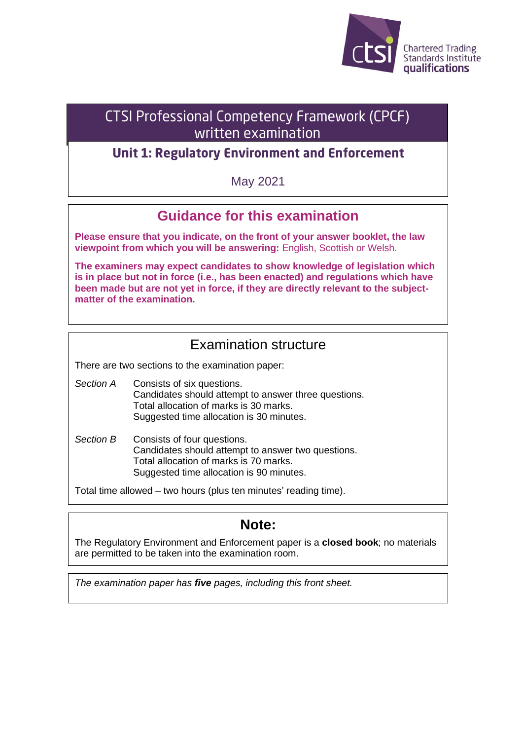Chartered Trading Standards Institute qualifications

# CTSI Professional Competency Framework (CPCF) written examination

## Unit 1: Regulatory Environment and Enforcement

May 2021

## Guidance for this examination

**Please ensure that you indicate, on the front of your answer booklet, the law viewpoint from which you will be answering:** English, Scottish or Welsh.

**The examiners may expect candidates to show knowledge of legislation which is in place but not in force (i.e., has been enacted) and regulations which have been made but are not yet in force, if they are directly relevant to the subject-matter of the examination.**

## Examination structure

There are two sections to the examination paper:

*Section A* Consists of six questions.
Candidates should attempt to answer three questions.
Total allocation of marks is 30 marks.
Suggested time allocation is 30 minutes.

*Section B* Consists of four questions.
Candidates should attempt to answer two questions.
Total allocation of marks is 70 marks.
Suggested time allocation is 90 minutes.

Total time allowed – two hours (plus ten minutes' reading time).

## Note:

The Regulatory Environment and Enforcement paper is a **closed book**; no materials are permitted to be taken into the examination room.

*The examination paper has **five** pages, including this front sheet.*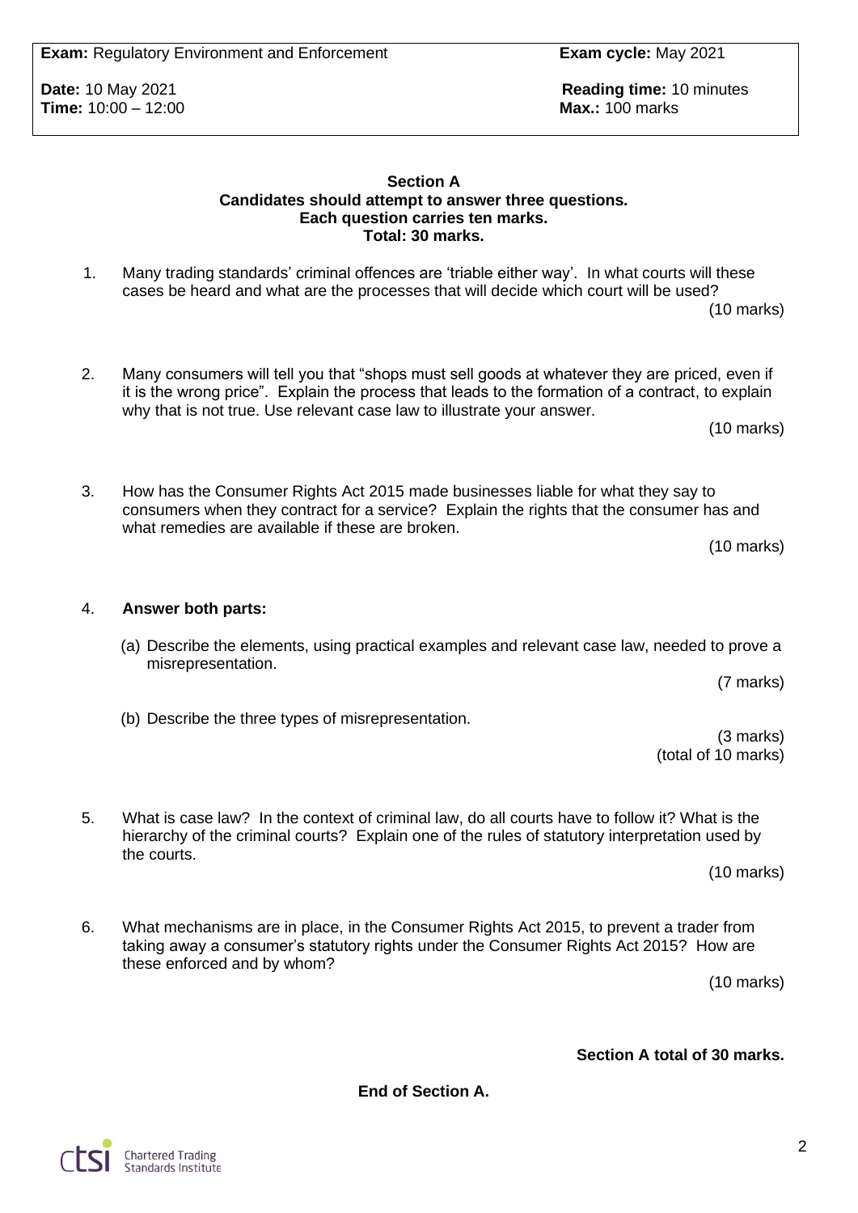**Exam:** Regulatory Environment and Enforcement **Exam cycle:** May 2021

**Date:** 10 May 2021 **Reading time:** 10 minutes
**Time:** 10:00 – 12:00 **Max.:** 100 marks

**Section A**
**Candidates should attempt to answer three questions.**
**Each question carries ten marks.**
**Total: 30 marks.**

1. Many trading standards' criminal offences are 'triable either way'. In what courts will these cases be heard and what are the processes that will decide which court will be used?
(10 marks)

2. Many consumers will tell you that "shops must sell goods at whatever they are priced, even if it is the wrong price". Explain the process that leads to the formation of a contract, to explain why that is not true. Use relevant case law to illustrate your answer.
(10 marks)

3. How has the Consumer Rights Act 2015 made businesses liable for what they say to consumers when they contract for a service? Explain the rights that the consumer has and what remedies are available if these are broken.
(10 marks)

4. **Answer both parts:**

   (a) Describe the elements, using practical examples and relevant case law, needed to prove a misrepresentation.
   (7 marks)

   (b) Describe the three types of misrepresentation.
   (3 marks)
   (total of 10 marks)

5. What is case law? In the context of criminal law, do all courts have to follow it? What is the hierarchy of the criminal courts? Explain one of the rules of statutory interpretation used by the courts.
(10 marks)

6. What mechanisms are in place, in the Consumer Rights Act 2015, to prevent a trader from taking away a consumer's statutory rights under the Consumer Rights Act 2015? How are these enforced and by whom?
(10 marks)

**Section A total of 30 marks.**

**End of Section A.**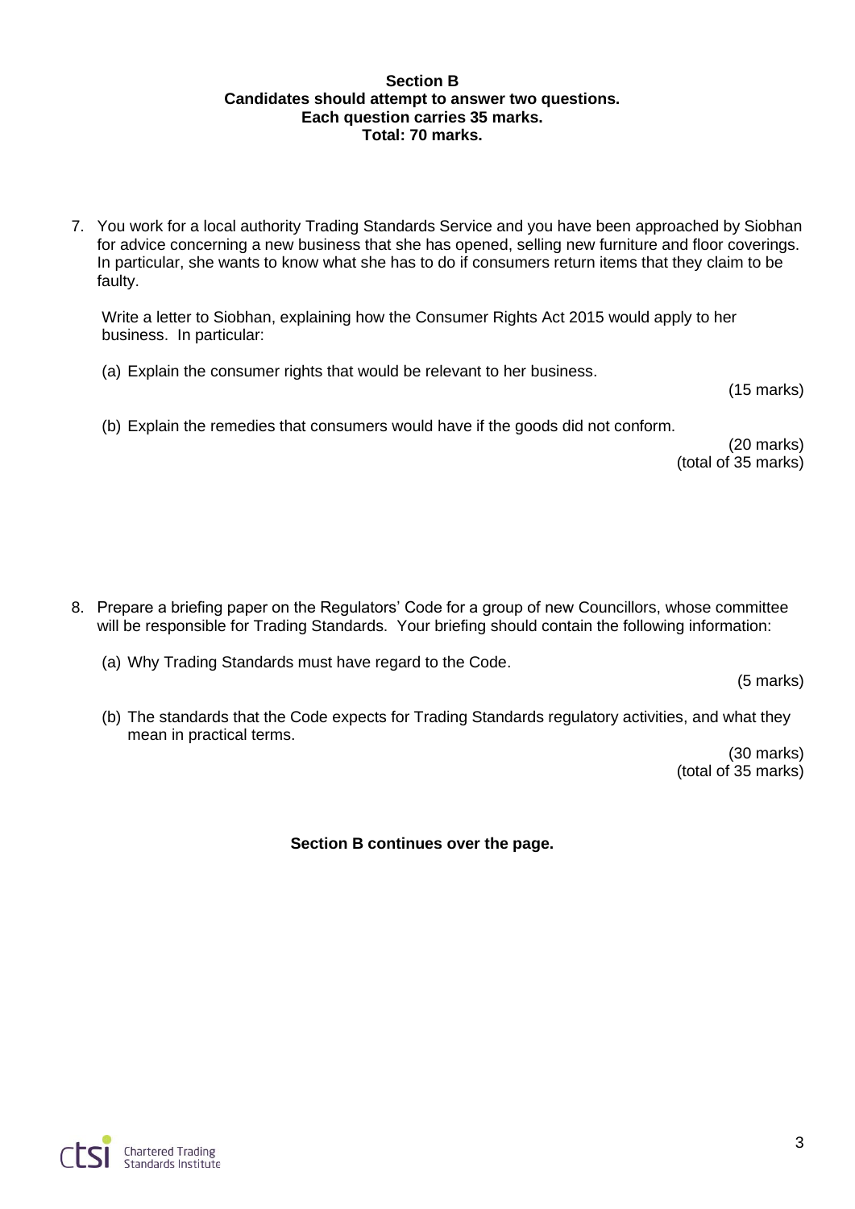**Section B**
**Candidates should attempt to answer two questions.**
**Each question carries 35 marks.**
**Total: 70 marks.**

7. You work for a local authority Trading Standards Service and you have been approached by Siobhan for advice concerning a new business that she has opened, selling new furniture and floor coverings. In particular, she wants to know what she has to do if consumers return items that they claim to be faulty.

   Write a letter to Siobhan, explaining how the Consumer Rights Act 2015 would apply to her business. In particular:

   (a) Explain the consumer rights that would be relevant to her business.

   (15 marks)

   (b) Explain the remedies that consumers would have if the goods did not conform.

   (20 marks)
   (total of 35 marks)

8. Prepare a briefing paper on the Regulators' Code for a group of new Councillors, whose committee will be responsible for Trading Standards. Your briefing should contain the following information:

   (a) Why Trading Standards must have regard to the Code.

   (5 marks)

   (b) The standards that the Code expects for Trading Standards regulatory activities, and what they mean in practical terms.

   (30 marks)
   (total of 35 marks)

**Section B continues over the page.**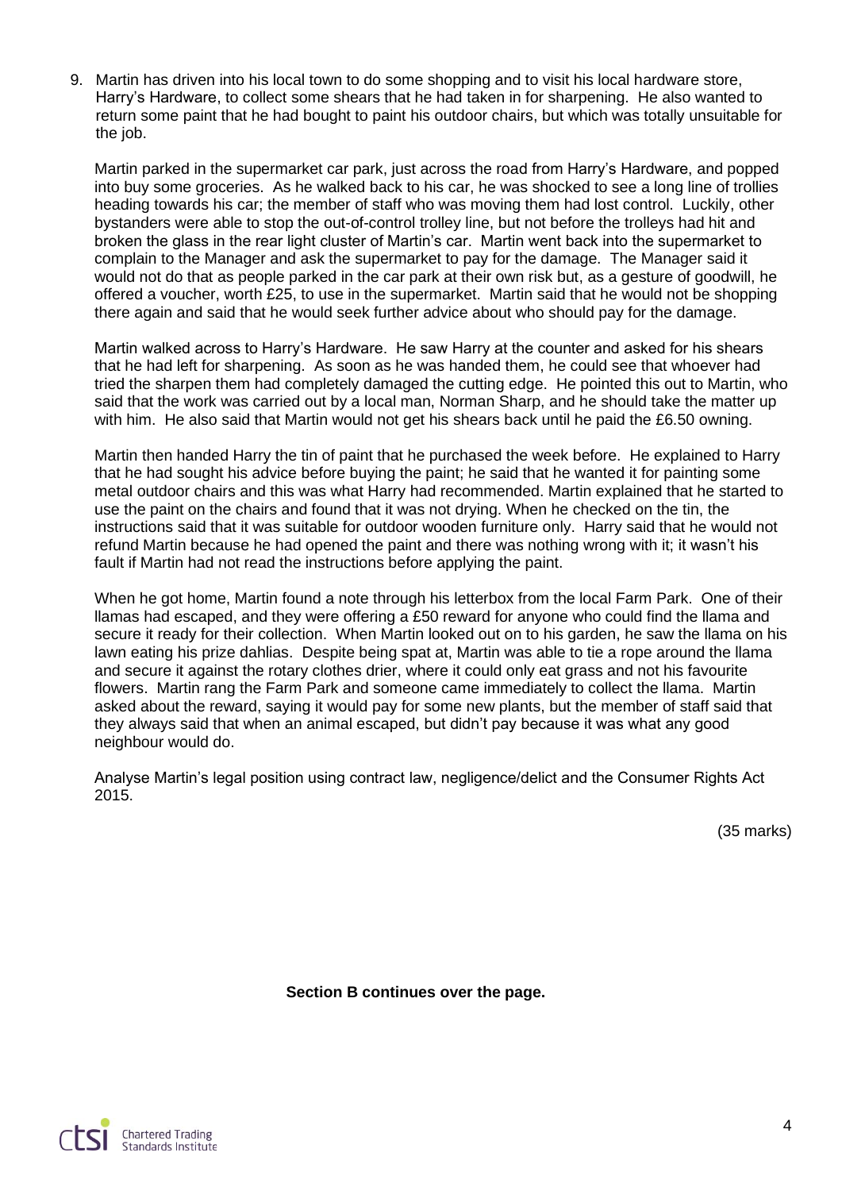9. Martin has driven into his local town to do some shopping and to visit his local hardware store, Harry's Hardware, to collect some shears that he had taken in for sharpening. He also wanted to return some paint that he had bought to paint his outdoor chairs, but which was totally unsuitable for the job.

   Martin parked in the supermarket car park, just across the road from Harry's Hardware, and popped into buy some groceries. As he walked back to his car, he was shocked to see a long line of trollies heading towards his car; the member of staff who was moving them had lost control. Luckily, other bystanders were able to stop the out-of-control trolley line, but not before the trolleys had hit and broken the glass in the rear light cluster of Martin's car. Martin went back into the supermarket to complain to the Manager and ask the supermarket to pay for the damage. The Manager said it would not do that as people parked in the car park at their own risk but, as a gesture of goodwill, he offered a voucher, worth £25, to use in the supermarket. Martin said that he would not be shopping there again and said that he would seek further advice about who should pay for the damage.

   Martin walked across to Harry's Hardware. He saw Harry at the counter and asked for his shears that he had left for sharpening. As soon as he was handed them, he could see that whoever had tried the sharpen them had completely damaged the cutting edge. He pointed this out to Martin, who said that the work was carried out by a local man, Norman Sharp, and he should take the matter up with him. He also said that Martin would not get his shears back until he paid the £6.50 owning.

   Martin then handed Harry the tin of paint that he purchased the week before. He explained to Harry that he had sought his advice before buying the paint; he said that he wanted it for painting some metal outdoor chairs and this was what Harry had recommended. Martin explained that he started to use the paint on the chairs and found that it was not drying. When he checked on the tin, the instructions said that it was suitable for outdoor wooden furniture only. Harry said that he would not refund Martin because he had opened the paint and there was nothing wrong with it; it wasn't his fault if Martin had not read the instructions before applying the paint.

   When he got home, Martin found a note through his letterbox from the local Farm Park. One of their llamas had escaped, and they were offering a £50 reward for anyone who could find the llama and secure it ready for their collection. When Martin looked out on to his garden, he saw the llama on his lawn eating his prize dahlias. Despite being spat at, Martin was able to tie a rope around the llama and secure it against the rotary clothes drier, where it could only eat grass and not his favourite flowers. Martin rang the Farm Park and someone came immediately to collect the llama. Martin asked about the reward, saying it would pay for some new plants, but the member of staff said that they always said that when an animal escaped, but didn't pay because it was what any good neighbour would do.

   Analyse Martin's legal position using contract law, negligence/delict and the Consumer Rights Act 2015.

   (35 marks)

**Section B continues over the page.**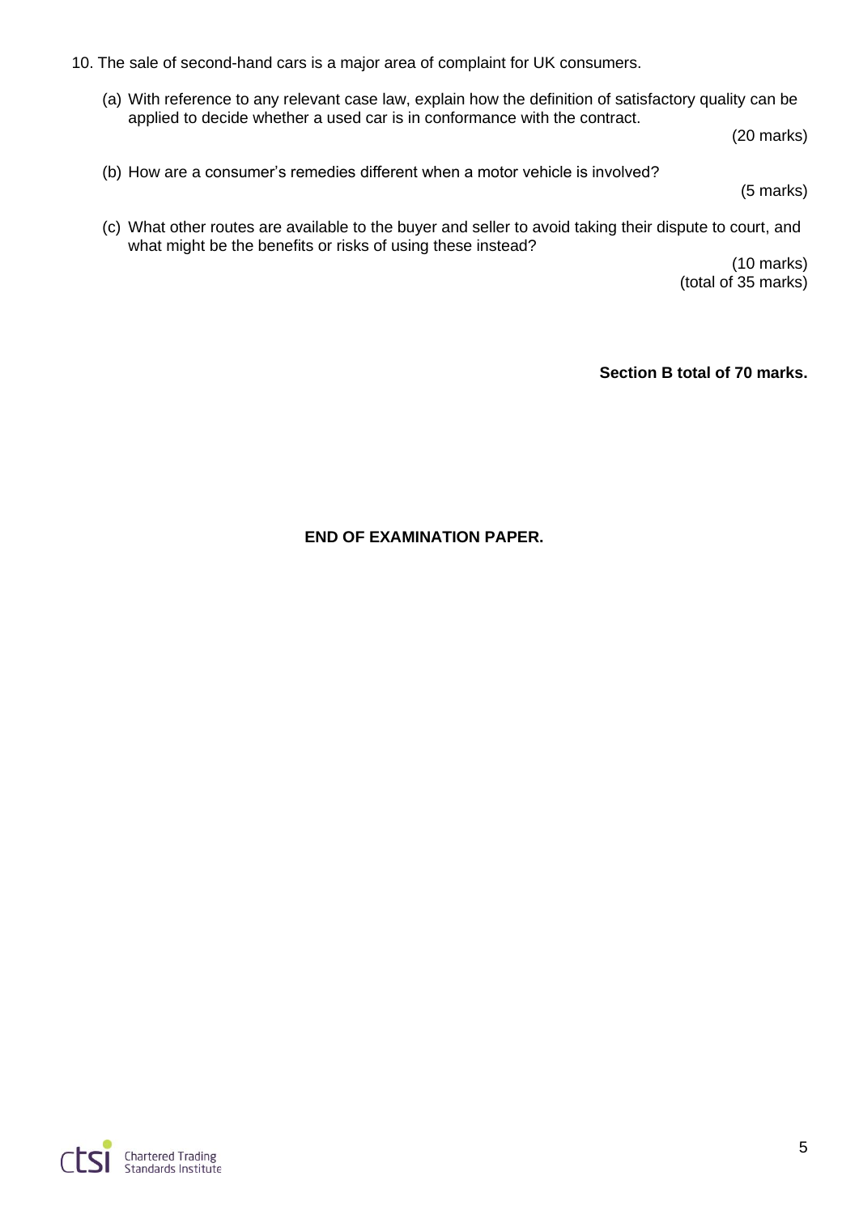10. The sale of second-hand cars is a major area of complaint for UK consumers.

   (a) With reference to any relevant case law, explain how the definition of satisfactory quality can be applied to decide whether a used car is in conformance with the contract.

   (20 marks)

   (b) How are a consumer's remedies different when a motor vehicle is involved?

   (5 marks)

   (c) What other routes are available to the buyer and seller to avoid taking their dispute to court, and what might be the benefits or risks of using these instead?

   (10 marks)
   (total of 35 marks)

**Section B total of 70 marks.**

**END OF EXAMINATION PAPER.**